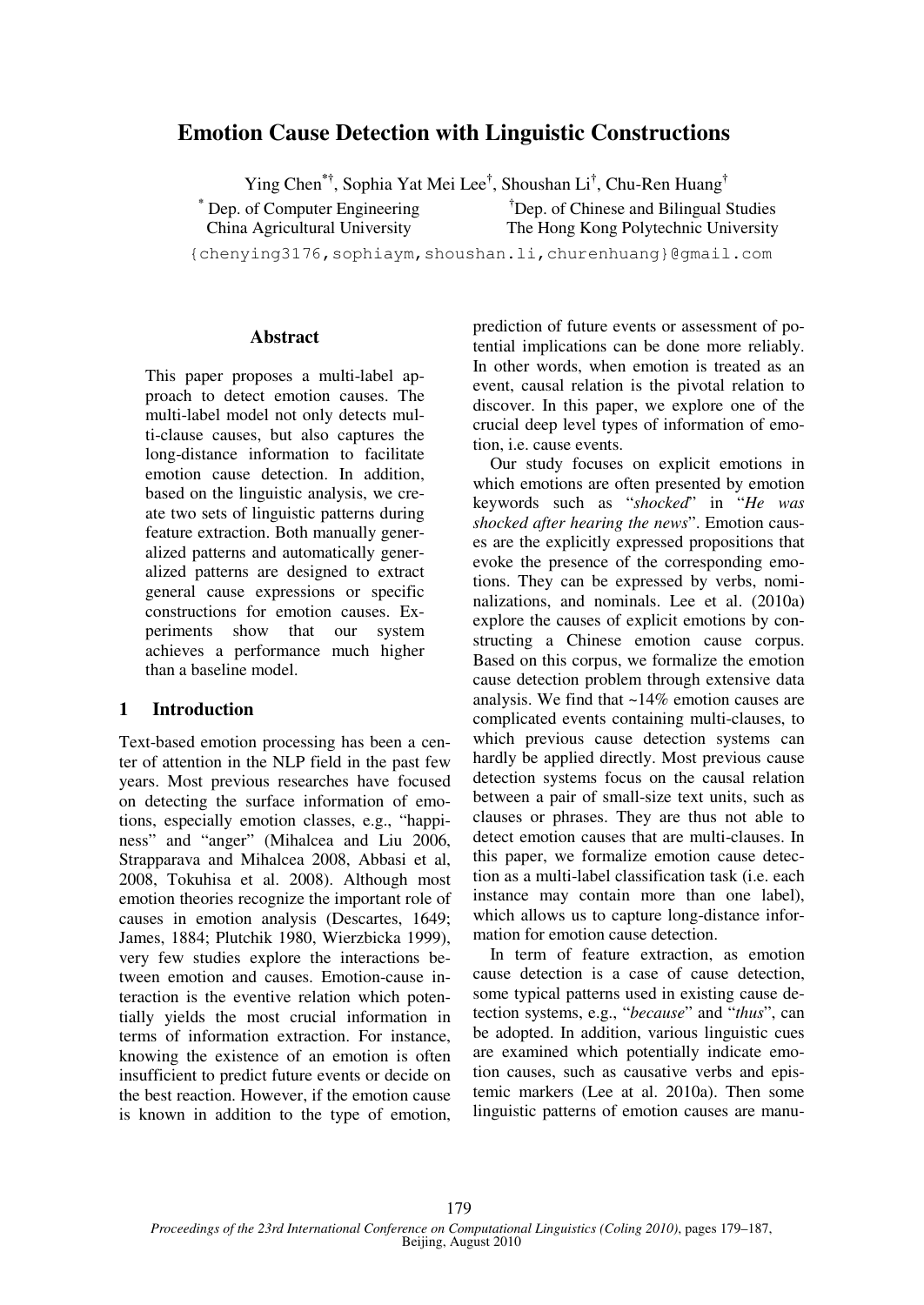# Emotion Cause Detection with Linguistic Constructions

Ying Chen[*†], Sophia Yat Mei Lee[†], Shoushan Li[†], Chu-Ren Huang[†]

[*] Dep. of Computer Engineering, China Agricultural University

[†] Dep. of Chinese and Bilingual Studies, The Hong Kong Polytechnic University

{chenying3176,sophiaym,shoushan.li,churenhuang}@gmail.com

## Abstract

This paper proposes a multi-label approach to detect emotion causes. The multi-label model not only detects multi-clause causes, but also captures the long-distance information to facilitate emotion cause detection. In addition, based on the linguistic analysis, we create two sets of linguistic patterns during feature extraction. Both manually generalized patterns and automatically generalized patterns are designed to extract general cause expressions or specific constructions for emotion causes. Experiments show that our system achieves a performance much higher than a baseline model.

## 1 Introduction

Text-based emotion processing has been a center of attention in the NLP field in the past few years. Most previous researches have focused on detecting the surface information of emotions, especially emotion classes, e.g., "happiness" and "anger" (Mihalcea and Liu 2006, Strapparava and Mihalcea 2008, Abbasi et al, 2008, Tokuhisa et al. 2008). Although most emotion theories recognize the important role of causes in emotion analysis (Descartes, 1649; James, 1884; Plutchik 1980, Wierzbicka 1999), very few studies explore the interactions between emotion and causes. Emotion-cause interaction is the eventive relation which potentially yields the most crucial information in terms of information extraction. For instance, knowing the existence of an emotion is often insufficient to predict future events or decide on the best reaction. However, if the emotion cause is known in addition to the type of emotion, prediction of future events or assessment of potential implications can be done more reliably. In other words, when emotion is treated as an event, causal relation is the pivotal relation to discover. In this paper, we explore one of the crucial deep level types of information of emotion, i.e. cause events.

Our study focuses on explicit emotions in which emotions are often presented by emotion keywords such as "*shocked*" in "*He was shocked after hearing the news*". Emotion causes are the explicitly expressed propositions that evoke the presence of the corresponding emotions. They can be expressed by verbs, nominalizations, and nominals. Lee et al. (2010a) explore the causes of explicit emotions by constructing a Chinese emotion cause corpus. Based on this corpus, we formalize the emotion cause detection problem through extensive data analysis. We find that ~14% emotion causes are complicated events containing multi-clauses, to which previous cause detection systems can hardly be applied directly. Most previous cause detection systems focus on the causal relation between a pair of small-size text units, such as clauses or phrases. They are thus not able to detect emotion causes that are multi-clauses. In this paper, we formalize emotion cause detection as a multi-label classification task (i.e. each instance may contain more than one label), which allows us to capture long-distance information for emotion cause detection.

In term of feature extraction, as emotion cause detection is a case of cause detection, some typical patterns used in existing cause detection systems, e.g., "*because*" and "*thus*", can be adopted. In addition, various linguistic cues are examined which potentially indicate emotion causes, such as causative verbs and epistemic markers (Lee at al. 2010a). Then some linguistic patterns of emotion causes are manu-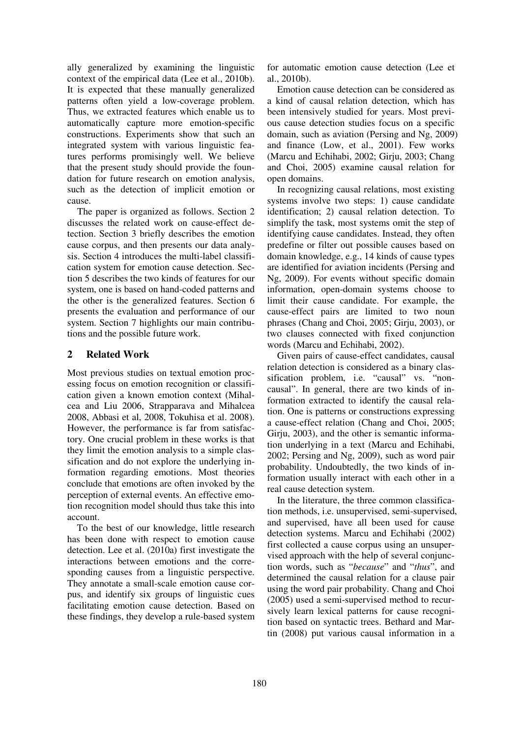ally generalized by examining the linguistic context of the empirical data (Lee et al., 2010b). It is expected that these manually generalized patterns often yield a low-coverage problem. Thus, we extracted features which enable us to automatically capture more emotion-specific constructions. Experiments show that such an integrated system with various linguistic features performs promisingly well. We believe that the present study should provide the foundation for future research on emotion analysis, such as the detection of implicit emotion or cause.

The paper is organized as follows. Section 2 discusses the related work on cause-effect detection. Section 3 briefly describes the emotion cause corpus, and then presents our data analysis. Section 4 introduces the multi-label classification system for emotion cause detection. Section 5 describes the two kinds of features for our system, one is based on hand-coded patterns and the other is the generalized features. Section 6 presents the evaluation and performance of our system. Section 7 highlights our main contributions and the possible future work.

## 2 Related Work

Most previous studies on textual emotion processing focus on emotion recognition or classification given a known emotion context (Mihalcea and Liu 2006, Strapparava and Mihalcea 2008, Abbasi et al, 2008, Tokuhisa et al. 2008). However, the performance is far from satisfactory. One crucial problem in these works is that they limit the emotion analysis to a simple classification and do not explore the underlying information regarding emotions. Most theories conclude that emotions are often invoked by the perception of external events. An effective emotion recognition model should thus take this into account.

To the best of our knowledge, little research has been done with respect to emotion cause detection. Lee et al. (2010a) first investigate the interactions between emotions and the corresponding causes from a linguistic perspective. They annotate a small-scale emotion cause corpus, and identify six groups of linguistic cues facilitating emotion cause detection. Based on these findings, they develop a rule-based system for automatic emotion cause detection (Lee et al., 2010b).

Emotion cause detection can be considered as a kind of causal relation detection, which has been intensively studied for years. Most previous cause detection studies focus on a specific domain, such as aviation (Persing and Ng, 2009) and finance (Low, et al., 2001). Few works (Marcu and Echihabi, 2002; Girju, 2003; Chang and Choi, 2005) examine causal relation for open domains.

In recognizing causal relations, most existing systems involve two steps: 1) cause candidate identification; 2) causal relation detection. To simplify the task, most systems omit the step of identifying cause candidates. Instead, they often predefine or filter out possible causes based on domain knowledge, e.g., 14 kinds of cause types are identified for aviation incidents (Persing and Ng, 2009). For events without specific domain information, open-domain systems choose to limit their cause candidate. For example, the cause-effect pairs are limited to two noun phrases (Chang and Choi, 2005; Girju, 2003), or two clauses connected with fixed conjunction words (Marcu and Echihabi, 2002).

Given pairs of cause-effect candidates, causal relation detection is considered as a binary classification problem, i.e. "causal" vs. "non-causal". In general, there are two kinds of information extracted to identify the causal relation. One is patterns or constructions expressing a cause-effect relation (Chang and Choi, 2005; Girju, 2003), and the other is semantic information underlying in a text (Marcu and Echihabi, 2002; Persing and Ng, 2009), such as word pair probability. Undoubtedly, the two kinds of information usually interact with each other in a real cause detection system.

In the literature, the three common classification methods, i.e. unsupervised, semi-supervised, and supervised, have all been used for cause detection systems. Marcu and Echihabi (2002) first collected a cause corpus using an unsupervised approach with the help of several conjunction words, such as "*because*" and "*thus*", and determined the causal relation for a clause pair using the word pair probability. Chang and Choi (2005) used a semi-supervised method to recursively learn lexical patterns for cause recognition based on syntactic trees. Bethard and Martin (2008) put various causal information in a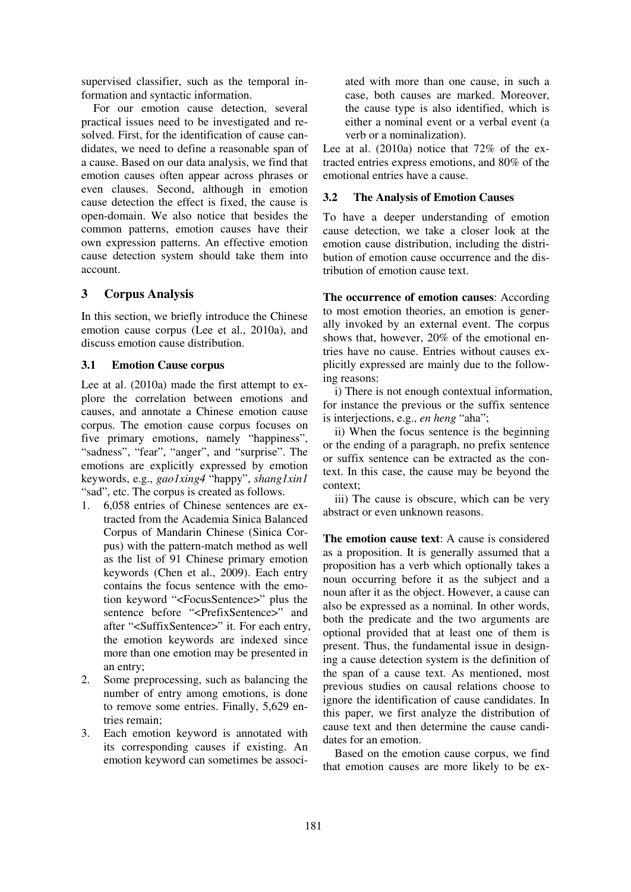supervised classifier, such as the temporal information and syntactic information.

For our emotion cause detection, several practical issues need to be investigated and resolved. First, for the identification of cause candidates, we need to define a reasonable span of a cause. Based on our data analysis, we find that emotion causes often appear across phrases or even clauses. Second, although in emotion cause detection the effect is fixed, the cause is open-domain. We also notice that besides the common patterns, emotion causes have their own expression patterns. An effective emotion cause detection system should take them into account.

## 3 Corpus Analysis

In this section, we briefly introduce the Chinese emotion cause corpus (Lee et al., 2010a), and discuss emotion cause distribution.

### 3.1 Emotion Cause corpus

Lee at al. (2010a) made the first attempt to explore the correlation between emotions and causes, and annotate a Chinese emotion cause corpus. The emotion cause corpus focuses on five primary emotions, namely "happiness", "sadness", "fear", "anger", and "surprise". The emotions are explicitly expressed by emotion keywords, e.g., *gao1xing4* "happy", *shang1xin1* "sad", etc. The corpus is created as follows.

1. 6,058 entries of Chinese sentences are extracted from the Academia Sinica Balanced Corpus of Mandarin Chinese (Sinica Corpus) with the pattern-match method as well as the list of 91 Chinese primary emotion keywords (Chen et al., 2009). Each entry contains the focus sentence with the emotion keyword "<FocusSentence>" plus the sentence before "<PrefixSentence>" and after "<SuffixSentence>" it. For each entry, the emotion keywords are indexed since more than one emotion may be presented in an entry;
2. Some preprocessing, such as balancing the number of entry among emotions, is done to remove some entries. Finally, 5,629 entries remain;
3. Each emotion keyword is annotated with its corresponding causes if existing. An emotion keyword can sometimes be associated with more than one cause, in such a case, both causes are marked. Moreover, the cause type is also identified, which is either a nominal event or a verbal event (a verb or a nominalization).

Lee at al. (2010a) notice that 72% of the extracted entries express emotions, and 80% of the emotional entries have a cause.

### 3.2 The Analysis of Emotion Causes

To have a deeper understanding of emotion cause detection, we take a closer look at the emotion cause distribution, including the distribution of emotion cause occurrence and the distribution of emotion cause text.

**The occurrence of emotion causes**: According to most emotion theories, an emotion is generally invoked by an external event. The corpus shows that, however, 20% of the emotional entries have no cause. Entries without causes explicitly expressed are mainly due to the following reasons:

i) There is not enough contextual information, for instance the previous or the suffix sentence is interjections, e.g., *en heng* "aha";

ii) When the focus sentence is the beginning or the ending of a paragraph, no prefix sentence or suffix sentence can be extracted as the context. In this case, the cause may be beyond the context;

iii) The cause is obscure, which can be very abstract or even unknown reasons.

**The emotion cause text**: A cause is considered as a proposition. It is generally assumed that a proposition has a verb which optionally takes a noun occurring before it as the subject and a noun after it as the object. However, a cause can also be expressed as a nominal. In other words, both the predicate and the two arguments are optional provided that at least one of them is present. Thus, the fundamental issue in designing a cause detection system is the definition of the span of a cause text. As mentioned, most previous studies on causal relations choose to ignore the identification of cause candidates. In this paper, we first analyze the distribution of cause text and then determine the cause candidates for an emotion.

Based on the emotion cause corpus, we find that emotion causes are more likely to be ex-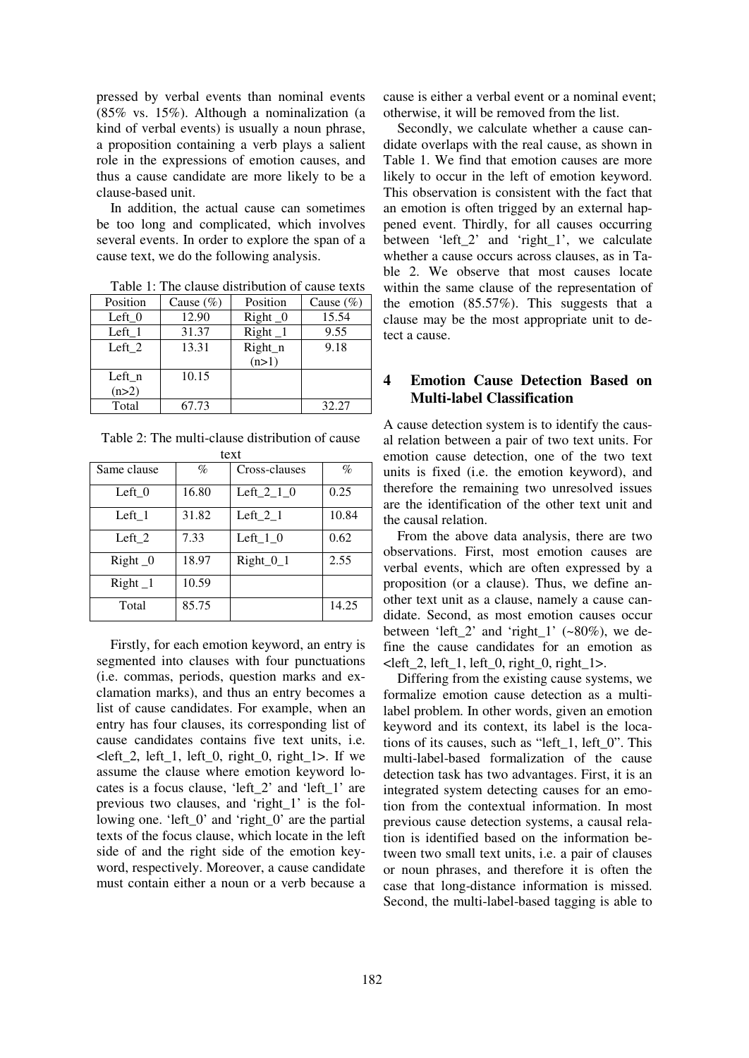pressed by verbal events than nominal events (85% vs. 15%). Although a nominalization (a kind of verbal events) is usually a noun phrase, a proposition containing a verb plays a salient role in the expressions of emotion causes, and thus a cause candidate are more likely to be a clause-based unit.

In addition, the actual cause can sometimes be too long and complicated, which involves several events. In order to explore the span of a cause text, we do the following analysis.

Table 1: The clause distribution of cause texts

| Position | Cause (%) | Position | Cause (%) |
|---|---|---|---|
| Left_0 | 12.90 | Right _0 | 15.54 |
| Left_1 | 31.37 | Right _1 | 9.55 |
| Left_2 | 13.31 | Right_n (n>1) | 9.18 |
| Left_n (n>2) | 10.15 | | |
| Total | 67.73 | | 32.27 |

Table 2: The multi-clause distribution of cause text

| Same clause | % | Cross-clauses | % |
|---|---|---|---|
| Left_0 | 16.80 | Left_2_1_0 | 0.25 |
| Left_1 | 31.82 | Left_2_1 | 10.84 |
| Left_2 | 7.33 | Left_1_0 | 0.62 |
| Right _0 | 18.97 | Right_0_1 | 2.55 |
| Right _1 | 10.59 | | |
| Total | 85.75 | | 14.25 |

Firstly, for each emotion keyword, an entry is segmented into clauses with four punctuations (i.e. commas, periods, question marks and exclamation marks), and thus an entry becomes a list of cause candidates. For example, when an entry has four clauses, its corresponding list of cause candidates contains five text units, i.e. <left_2, left_1, left_0, right_0, right_1>. If we assume the clause where emotion keyword locates is a focus clause, 'left_2' and 'left_1' are previous two clauses, and 'right_1' is the following one. 'left_0' and 'right_0' are the partial texts of the focus clause, which locate in the left side of and the right side of the emotion keyword, respectively. Moreover, a cause candidate must contain either a noun or a verb because a cause is either a verbal event or a nominal event; otherwise, it will be removed from the list.

Secondly, we calculate whether a cause candidate overlaps with the real cause, as shown in Table 1. We find that emotion causes are more likely to occur in the left of emotion keyword. This observation is consistent with the fact that an emotion is often trigged by an external happened event. Thirdly, for all causes occurring between 'left_2' and 'right_1', we calculate whether a cause occurs across clauses, as in Table 2. We observe that most causes locate within the same clause of the representation of the emotion (85.57%). This suggests that a clause may be the most appropriate unit to detect a cause.

## 4 Emotion Cause Detection Based on Multi-label Classification

A cause detection system is to identify the causal relation between a pair of two text units. For emotion cause detection, one of the two text units is fixed (i.e. the emotion keyword), and therefore the remaining two unresolved issues are the identification of the other text unit and the causal relation.

From the above data analysis, there are two observations. First, most emotion causes are verbal events, which are often expressed by a proposition (or a clause). Thus, we define another text unit as a clause, namely a cause candidate. Second, as most emotion causes occur between 'left_2' and 'right_1' (~80%), we define the cause candidates for an emotion as <left_2, left_1, left_0, right_0, right_1>.

Differing from the existing cause systems, we formalize emotion cause detection as a multi-label problem. In other words, given an emotion keyword and its context, its label is the locations of its causes, such as "left_1, left_0". This multi-label-based formalization of the cause detection task has two advantages. First, it is an integrated system detecting causes for an emotion from the contextual information. In most previous cause detection systems, a causal relation is identified based on the information between two small text units, i.e. a pair of clauses or noun phrases, and therefore it is often the case that long-distance information is missed. Second, the multi-label-based tagging is able to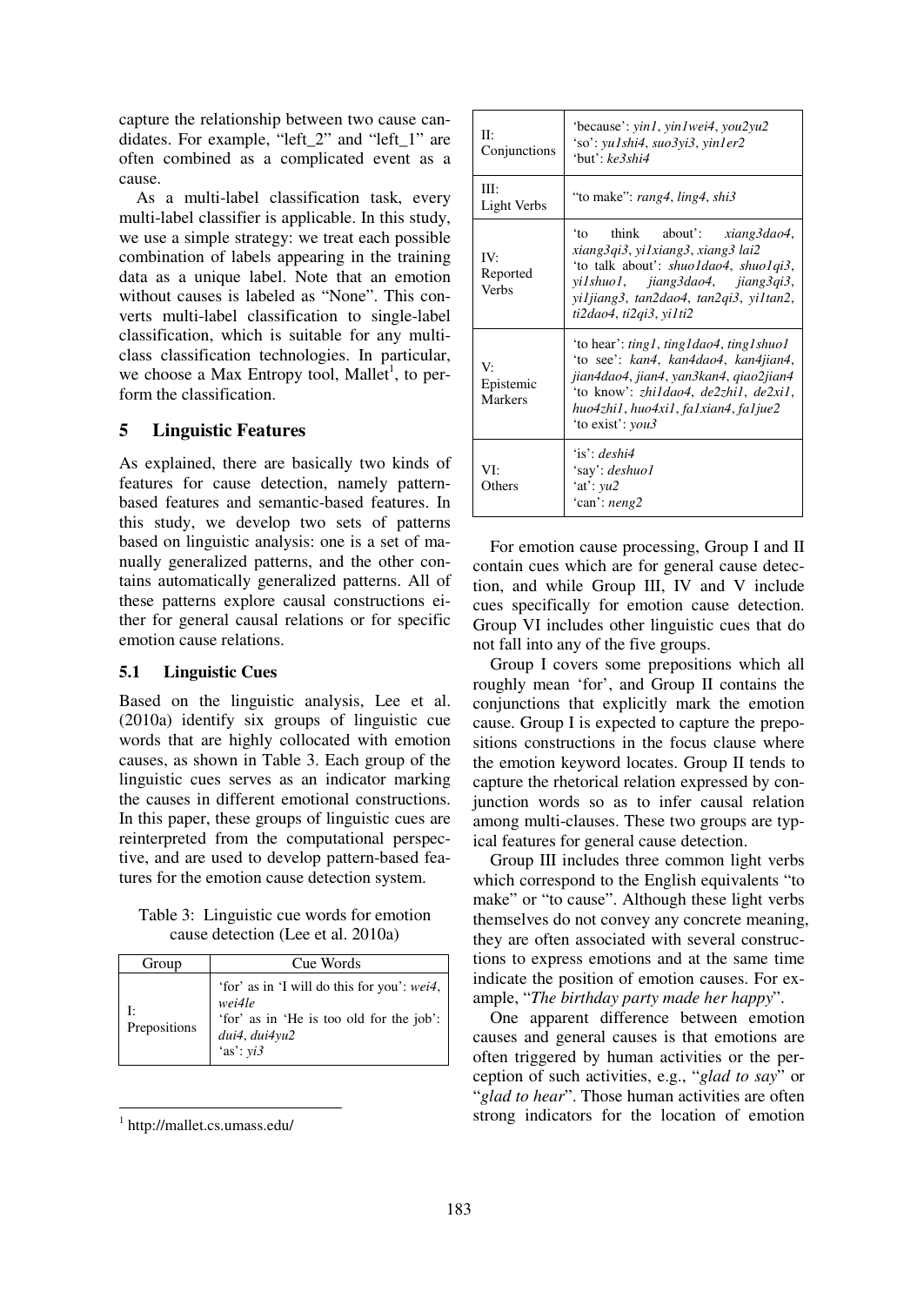capture the relationship between two cause candidates. For example, "left_2" and "left_1" are often combined as a complicated event as a cause.

As a multi-label classification task, every multi-label classifier is applicable. In this study, we use a simple strategy: we treat each possible combination of labels appearing in the training data as a unique label. Note that an emotion without causes is labeled as "None". This converts multi-label classification to single-label classification, which is suitable for any multi-class classification technologies. In particular, we choose a Max Entropy tool, Mallet[1], to perform the classification.

## 5 Linguistic Features

As explained, there are basically two kinds of features for cause detection, namely pattern-based features and semantic-based features. In this study, we develop two sets of patterns based on linguistic analysis: one is a set of manually generalized patterns, and the other contains automatically generalized patterns. All of these patterns explore causal constructions either for general causal relations or for specific emotion cause relations.

### 5.1 Linguistic Cues

Based on the linguistic analysis, Lee et al. (2010a) identify six groups of linguistic cue words that are highly collocated with emotion causes, as shown in Table 3. Each group of the linguistic cues serves as an indicator marking the causes in different emotional constructions. In this paper, these groups of linguistic cues are reinterpreted from the computational perspective, and are used to develop pattern-based features for the emotion cause detection system.

Table 3: Linguistic cue words for emotion cause detection (Lee et al. 2010a)

| Group | Cue Words |
|---|---|
| I: Prepositions | 'for' as in 'I will do this for you': *wei4*, *wei4le*<br>'for' as in 'He is too old for the job': *dui4*, *dui4yu2*<br>'as': *yi3* |
| II: Conjunctions | 'because': *yin1*, *yin1wei4*, *you2yu2*<br>'so': *yu1shi4*, *suo3yi3*, *yin1er2*<br>'but': *ke3shi4* |
| III: Light Verbs | "to make": *rang4*, *ling4*, *shi3* |
| IV: Reported Verbs | 'to think about': *xiang3dao4*, *xiang3qi3*, *yi1xiang3*, *xiang3 lai2*<br>'to talk about': *shuo1dao4*, *shuo1qi3*, *yi1shuo1*, *jiang3dao4*, *jiang3qi3*, *yi1jiang3*, *tan2dao4*, *tan2qi3*, *yi1tan2*, *ti2dao4*, *ti2qi3*, *yi1ti2* |
| V: Epistemic Markers | 'to hear': *ting1*, *ting1dao4*, *ting1shuo1*<br>'to see': *kan4*, *kan4dao4*, *kan4jian4*, *jian4dao4*, *jian4*, *yan3kan4*, *qiao2jian4*<br>'to know': *zhi1dao4*, *de2zhi1*, *de2xi1*, *huo4zhi1*, *huo4xi1*, *fa1xian4*, *fa1jue2*<br>'to exist': *you3* |
| VI: Others | 'is': *deshi4*<br>'say': *deshuo1*<br>'at': *yu2*<br>'can': *neng2* |

For emotion cause processing, Group I and II contain cues which are for general cause detection, and while Group III, IV and V include cues specifically for emotion cause detection. Group VI includes other linguistic cues that do not fall into any of the five groups.

Group I covers some prepositions which all roughly mean 'for', and Group II contains the conjunctions that explicitly mark the emotion cause. Group I is expected to capture the prepositions constructions in the focus clause where the emotion keyword locates. Group II tends to capture the rhetorical relation expressed by conjunction words so as to infer causal relation among multi-clauses. These two groups are typical features for general cause detection.

Group III includes three common light verbs which correspond to the English equivalents "to make" or "to cause". Although these light verbs themselves do not convey any concrete meaning, they are often associated with several constructions to express emotions and at the same time indicate the position of emotion causes. For example, "*The birthday party made her happy*".

One apparent difference between emotion causes and general causes is that emotions are often triggered by human activities or the perception of such activities, e.g., "*glad to say*" or "*glad to hear*". Those human activities are often strong indicators for the location of emotion

[1] http://mallet.cs.umass.edu/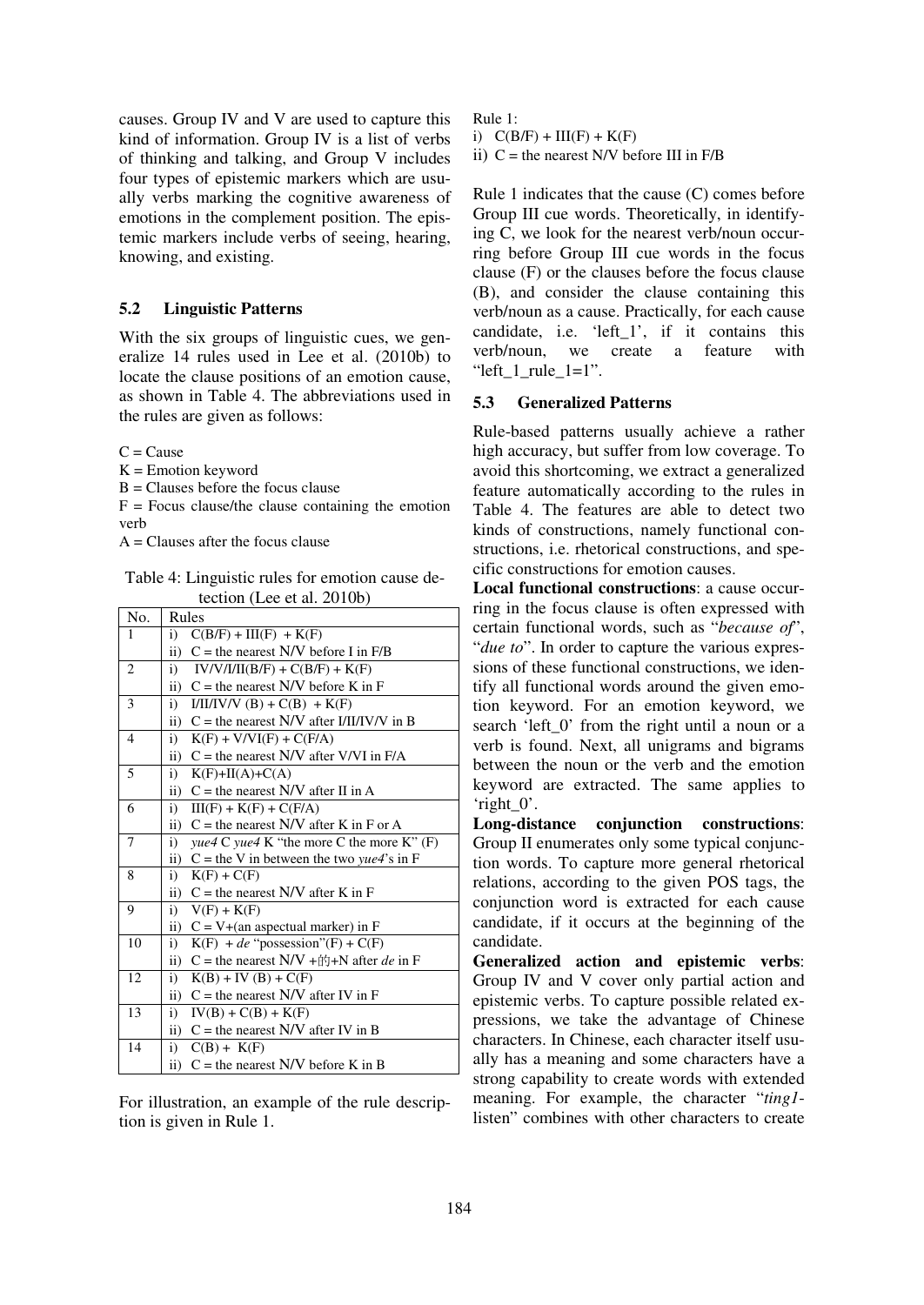causes. Group IV and V are used to capture this kind of information. Group IV is a list of verbs of thinking and talking, and Group V includes four types of epistemic markers which are usually verbs marking the cognitive awareness of emotions in the complement position. The epistemic markers include verbs of seeing, hearing, knowing, and existing.

### 5.2 Linguistic Patterns

With the six groups of linguistic cues, we generalize 14 rules used in Lee et al. (2010b) to locate the clause positions of an emotion cause, as shown in Table 4. The abbreviations used in the rules are given as follows:

C = Cause
K = Emotion keyword
B = Clauses before the focus clause
F = Focus clause/the clause containing the emotion verb
A = Clauses after the focus clause

Table 4: Linguistic rules for emotion cause detection (Lee et al. 2010b)

| No. | Rules |
|---|---|
| 1 | i) C(B/F) + III(F) + K(F) |
| | ii) C = the nearest N/V before I in F/B |
| 2 | i) IV/V/I/II(B/F) + C(B/F) + K(F) |
| | ii) C = the nearest N/V before K in F |
| 3 | i) I/II/IV/V (B) + C(B) + K(F) |
| | ii) C = the nearest N/V after I/II/IV/V in B |
| 4 | i) K(F) + V/VI(F) + C(F/A) |
| | ii) C = the nearest N/V after V/VI in F/A |
| 5 | i) K(F)+II(A)+C(A) |
| | ii) C = the nearest N/V after II in A |
| 6 | i) III(F) + K(F) + C(F/A) |
| | ii) C = the nearest N/V after K in F or A |
| 7 | i) *yue4* C *yue4* K "the more C the more K" (F) |
| | ii) C = the V in between the two *yue4*'s in F |
| 8 | i) K(F) + C(F) |
| | ii) C = the nearest N/V after K in F |
| 9 | i) V(F) + K(F) |
| | ii) C = V+(an aspectual marker) in F |
| 10 | i) K(F) + *de* "possession"(F) + C(F) |
| | ii) C = the nearest N/V +的+N after *de* in F |
| 12 | i) K(B) + IV (B) + C(F) |
| | ii) C = the nearest N/V after IV in F |
| 13 | i) IV(B) + C(B) + K(F) |
| | ii) C = the nearest N/V after IV in B |
| 14 | i) C(B) + K(F) |
| | ii) C = the nearest N/V before K in B |

For illustration, an example of the rule description is given in Rule 1.

Rule 1:
i) C(B/F) + III(F) + K(F)
ii) C = the nearest N/V before III in F/B

Rule 1 indicates that the cause (C) comes before Group III cue words. Theoretically, in identifying C, we look for the nearest verb/noun occurring before Group III cue words in the focus clause (F) or the clauses before the focus clause (B), and consider the clause containing this verb/noun as a cause. Practically, for each cause candidate, i.e. 'left_1', if it contains this verb/noun, we create a feature with "left_1_rule_1=1".

### 5.3 Generalized Patterns

Rule-based patterns usually achieve a rather high accuracy, but suffer from low coverage. To avoid this shortcoming, we extract a generalized feature automatically according to the rules in Table 4. The features are able to detect two kinds of constructions, namely functional constructions, i.e. rhetorical constructions, and specific constructions for emotion causes.

**Local functional constructions**: a cause occurring in the focus clause is often expressed with certain functional words, such as "*because of*", "*due to*". In order to capture the various expressions of these functional constructions, we identify all functional words around the given emotion keyword. For an emotion keyword, we search 'left_0' from the right until a noun or a verb is found. Next, all unigrams and bigrams between the noun or the verb and the emotion keyword are extracted. The same applies to 'right_0'.

**Long-distance conjunction constructions**: Group II enumerates only some typical conjunction words. To capture more general rhetorical relations, according to the given POS tags, the conjunction word is extracted for each cause candidate, if it occurs at the beginning of the candidate.

**Generalized action and epistemic verbs**: Group IV and V cover only partial action and epistemic verbs. To capture possible related expressions, we take the advantage of Chinese characters. In Chinese, each character itself usually has a meaning and some characters have a strong capability to create words with extended meaning. For example, the character "*ting1*-listen" combines with other characters to create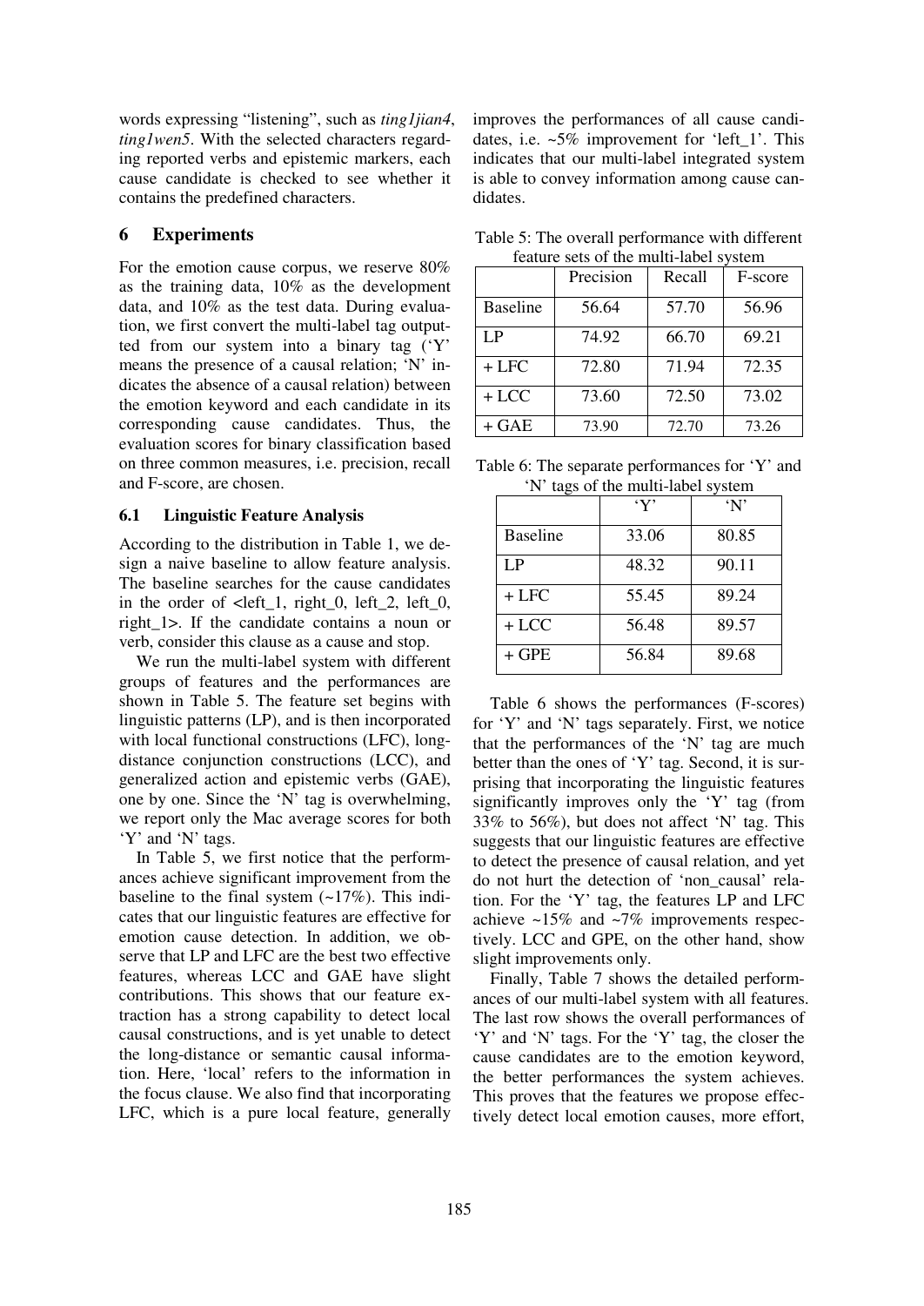words expressing "listening", such as *ting1jian4*, *ting1wen5*. With the selected characters regarding reported verbs and epistemic markers, each cause candidate is checked to see whether it contains the predefined characters.

## 6 Experiments

For the emotion cause corpus, we reserve 80% as the training data, 10% as the development data, and 10% as the test data. During evaluation, we first convert the multi-label tag outputted from our system into a binary tag ('Y' means the presence of a causal relation; 'N' indicates the absence of a causal relation) between the emotion keyword and each candidate in its corresponding cause candidates. Thus, the evaluation scores for binary classification based on three common measures, i.e. precision, recall and F-score, are chosen.

### 6.1 Linguistic Feature Analysis

According to the distribution in Table 1, we design a naive baseline to allow feature analysis. The baseline searches for the cause candidates in the order of <left_1, right_0, left_2, left_0, right_1>. If the candidate contains a noun or verb, consider this clause as a cause and stop.

We run the multi-label system with different groups of features and the performances are shown in Table 5. The feature set begins with linguistic patterns (LP), and is then incorporated with local functional constructions (LFC), long-distance conjunction constructions (LCC), and generalized action and epistemic verbs (GAE), one by one. Since the 'N' tag is overwhelming, we report only the Mac average scores for both 'Y' and 'N' tags.

In Table 5, we first notice that the performances achieve significant improvement from the baseline to the final system (~17%). This indicates that our linguistic features are effective for emotion cause detection. In addition, we observe that LP and LFC are the best two effective features, whereas LCC and GAE have slight contributions. This shows that our feature extraction has a strong capability to detect local causal constructions, and is yet unable to detect the long-distance or semantic causal information. Here, 'local' refers to the information in the focus clause. We also find that incorporating LFC, which is a pure local feature, generally improves the performances of all cause candidates, i.e. ~5% improvement for 'left_1'. This indicates that our multi-label integrated system is able to convey information among cause candidates.

Table 5: The overall performance with different feature sets of the multi-label system

| | Precision | Recall | F-score |
|---|---|---|---|
| Baseline | 56.64 | 57.70 | 56.96 |
| LP | 74.92 | 66.70 | 69.21 |
| + LFC | 72.80 | 71.94 | 72.35 |
| + LCC | 73.60 | 72.50 | 73.02 |
| + GAE | 73.90 | 72.70 | 73.26 |

Table 6: The separate performances for 'Y' and 'N' tags of the multi-label system

| | 'Y' | 'N' |
|---|---|---|
| Baseline | 33.06 | 80.85 |
| LP | 48.32 | 90.11 |
| + LFC | 55.45 | 89.24 |
| + LCC | 56.48 | 89.57 |
| + GPE | 56.84 | 89.68 |

Table 6 shows the performances (F-scores) for 'Y' and 'N' tags separately. First, we notice that the performances of the 'N' tag are much better than the ones of 'Y' tag. Second, it is surprising that incorporating the linguistic features significantly improves only the 'Y' tag (from 33% to 56%), but does not affect 'N' tag. This suggests that our linguistic features are effective to detect the presence of causal relation, and yet do not hurt the detection of 'non_causal' relation. For the 'Y' tag, the features LP and LFC achieve ~15% and ~7% improvements respectively. LCC and GPE, on the other hand, show slight improvements only.

Finally, Table 7 shows the detailed performances of our multi-label system with all features. The last row shows the overall performances of 'Y' and 'N' tags. For the 'Y' tag, the closer the cause candidates are to the emotion keyword, the better performances the system achieves. This proves that the features we propose effectively detect local emotion causes, more effort,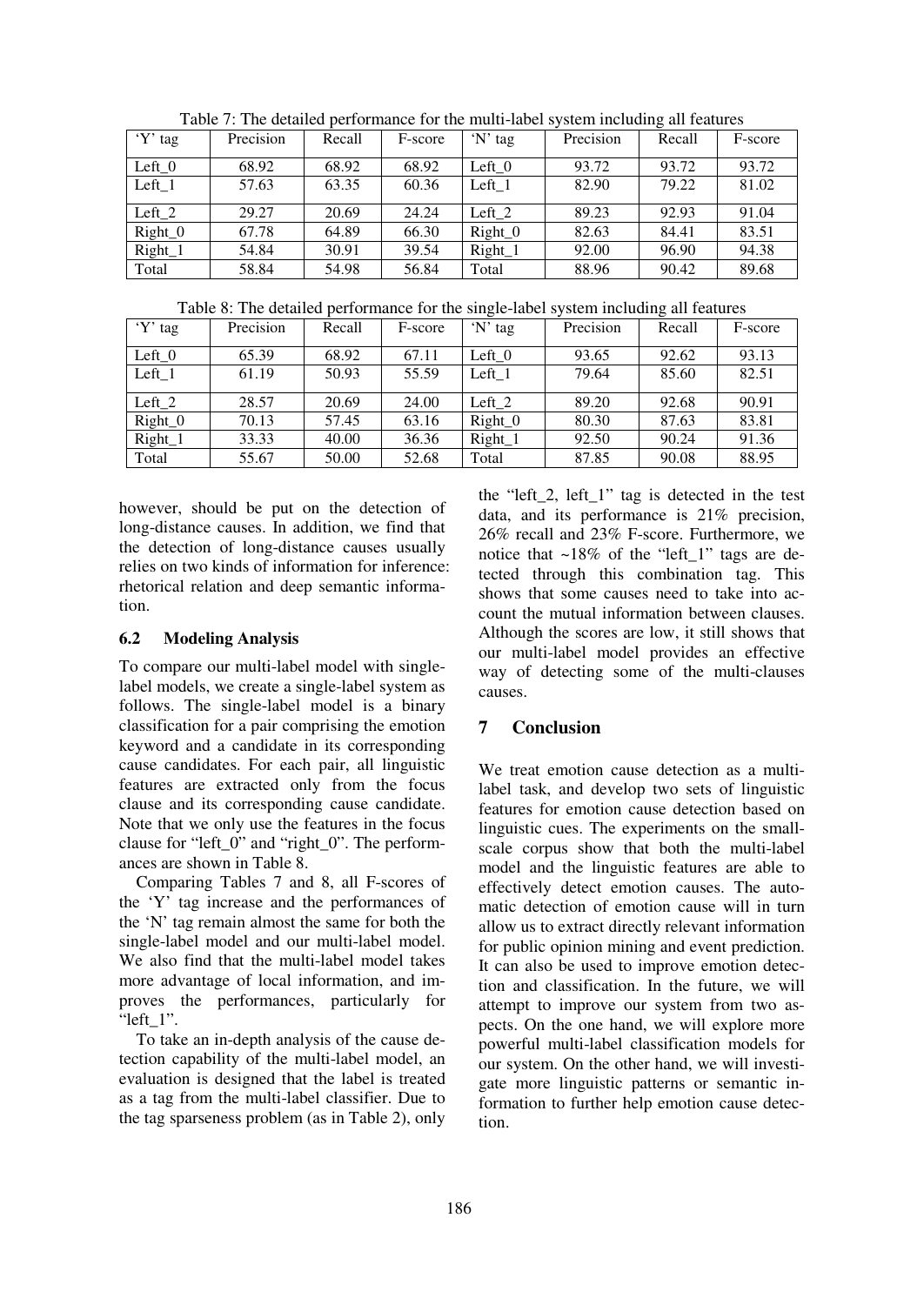Table 7: The detailed performance for the multi-label system including all features

| 'Y' tag | Precision | Recall | F-score | 'N' tag | Precision | Recall | F-score |
|---|---|---|---|---|---|---|---|
| Left_0 | 68.92 | 68.92 | 68.92 | Left_0 | 93.72 | 93.72 | 93.72 |
| Left_1 | 57.63 | 63.35 | 60.36 | Left_1 | 82.90 | 79.22 | 81.02 |
| Left_2 | 29.27 | 20.69 | 24.24 | Left_2 | 89.23 | 92.93 | 91.04 |
| Right_0 | 67.78 | 64.89 | 66.30 | Right_0 | 82.63 | 84.41 | 83.51 |
| Right_1 | 54.84 | 30.91 | 39.54 | Right_1 | 92.00 | 96.90 | 94.38 |
| Total | 58.84 | 54.98 | 56.84 | Total | 88.96 | 90.42 | 89.68 |

Table 8: The detailed performance for the single-label system including all features

| 'Y' tag | Precision | Recall | F-score | 'N' tag | Precision | Recall | F-score |
|---|---|---|---|---|---|---|---|
| Left_0 | 65.39 | 68.92 | 67.11 | Left_0 | 93.65 | 92.62 | 93.13 |
| Left_1 | 61.19 | 50.93 | 55.59 | Left_1 | 79.64 | 85.60 | 82.51 |
| Left_2 | 28.57 | 20.69 | 24.00 | Left_2 | 89.20 | 92.68 | 90.91 |
| Right_0 | 70.13 | 57.45 | 63.16 | Right_0 | 80.30 | 87.63 | 83.81 |
| Right_1 | 33.33 | 40.00 | 36.36 | Right_1 | 92.50 | 90.24 | 91.36 |
| Total | 55.67 | 50.00 | 52.68 | Total | 87.85 | 90.08 | 88.95 |

however, should be put on the detection of long-distance causes. In addition, we find that the detection of long-distance causes usually relies on two kinds of information for inference: rhetorical relation and deep semantic information.

### 6.2 Modeling Analysis

To compare our multi-label model with single-label models, we create a single-label system as follows. The single-label model is a binary classification for a pair comprising the emotion keyword and a candidate in its corresponding cause candidates. For each pair, all linguistic features are extracted only from the focus clause and its corresponding cause candidate. Note that we only use the features in the focus clause for "left_0" and "right_0". The performances are shown in Table 8.

Comparing Tables 7 and 8, all F-scores of the 'Y' tag increase and the performances of the 'N' tag remain almost the same for both the single-label model and our multi-label model. We also find that the multi-label model takes more advantage of local information, and improves the performances, particularly for "left_1".

To take an in-depth analysis of the cause detection capability of the multi-label model, an evaluation is designed that the label is treated as a tag from the multi-label classifier. Due to the tag sparseness problem (as in Table 2), only the "left_2, left_1" tag is detected in the test data, and its performance is 21% precision, 26% recall and 23% F-score. Furthermore, we notice that ~18% of the "left_1" tags are detected through this combination tag. This shows that some causes need to take into account the mutual information between clauses. Although the scores are low, it still shows that our multi-label model provides an effective way of detecting some of the multi-clauses causes.

## 7 Conclusion

We treat emotion cause detection as a multi-label task, and develop two sets of linguistic features for emotion cause detection based on linguistic cues. The experiments on the small-scale corpus show that both the multi-label model and the linguistic features are able to effectively detect emotion causes. The automatic detection of emotion cause will in turn allow us to extract directly relevant information for public opinion mining and event prediction. It can also be used to improve emotion detection and classification. In the future, we will attempt to improve our system from two aspects. On the one hand, we will explore more powerful multi-label classification models for our system. On the other hand, we will investigate more linguistic patterns or semantic information to further help emotion cause detection.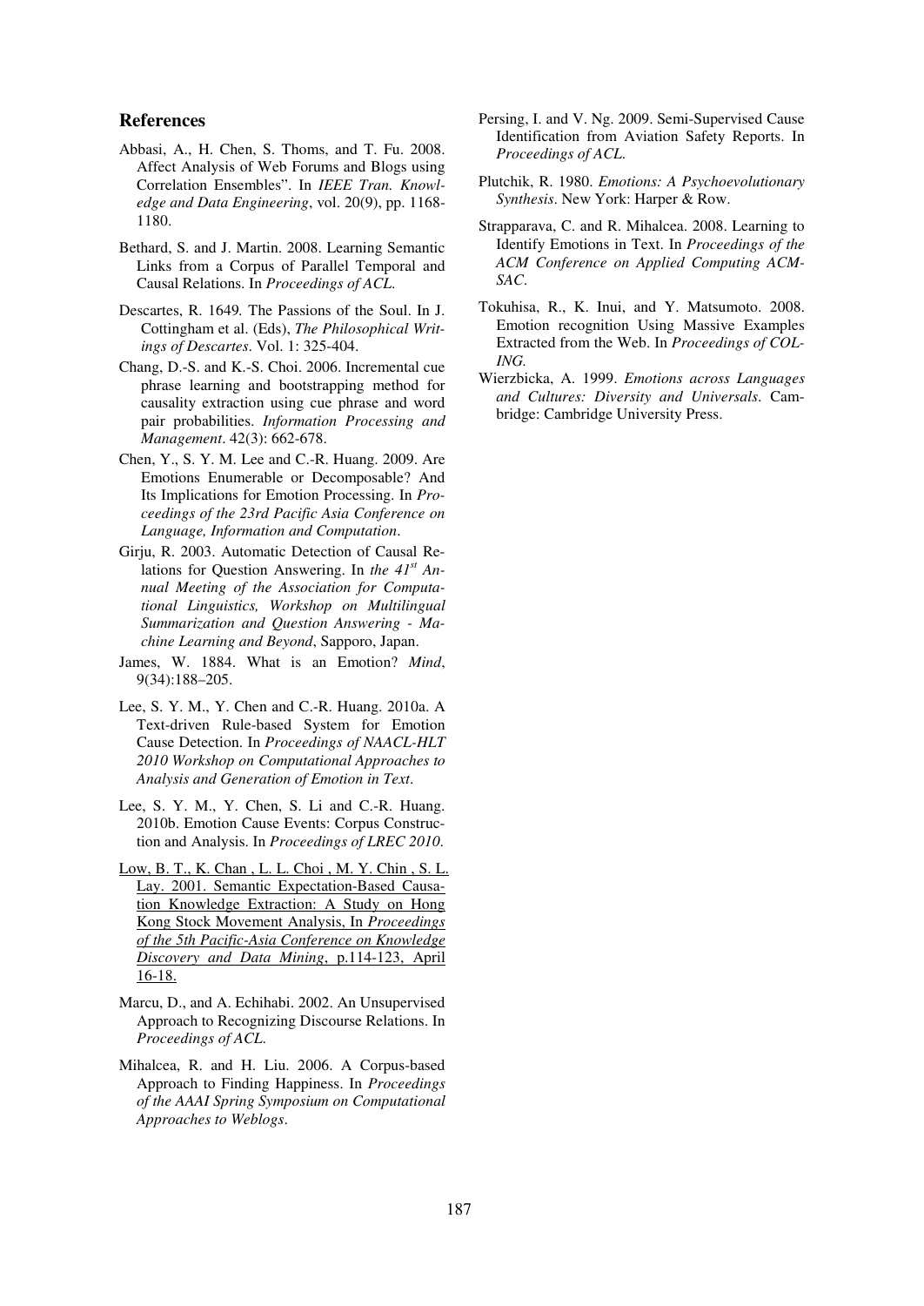## References

Abbasi, A., H. Chen, S. Thoms, and T. Fu. 2008. Affect Analysis of Web Forums and Blogs using Correlation Ensembles". In *IEEE Tran. Knowledge and Data Engineering*, vol. 20(9), pp. 1168-1180.

Bethard, S. and J. Martin. 2008. Learning Semantic Links from a Corpus of Parallel Temporal and Causal Relations. In *Proceedings of ACL.*

Descartes, R. 1649. The Passions of the Soul. In J. Cottingham et al. (Eds), *The Philosophical Writings of Descartes*. Vol. 1: 325-404.

Chang, D.-S. and K.-S. Choi. 2006. Incremental cue phrase learning and bootstrapping method for causality extraction using cue phrase and word pair probabilities. *Information Processing and Management*. 42(3): 662-678.

Chen, Y., S. Y. M. Lee and C.-R. Huang. 2009. Are Emotions Enumerable or Decomposable? And Its Implications for Emotion Processing. In *Proceedings of the 23rd Pacific Asia Conference on Language, Information and Computation*.

Girju, R. 2003. Automatic Detection of Causal Relations for Question Answering. In *the 41st Annual Meeting of the Association for Computational Linguistics, Workshop on Multilingual Summarization and Question Answering - Machine Learning and Beyond*, Sapporo, Japan.

James, W. 1884. What is an Emotion? *Mind*, 9(34):188–205.

Lee, S. Y. M., Y. Chen and C.-R. Huang. 2010a. A Text-driven Rule-based System for Emotion Cause Detection. In *Proceedings of NAACL-HLT 2010 Workshop on Computational Approaches to Analysis and Generation of Emotion in Text*.

Lee, S. Y. M., Y. Chen, S. Li and C.-R. Huang. 2010b. Emotion Cause Events: Corpus Construction and Analysis. In *Proceedings of LREC 2010*.

Low, B. T., K. Chan , L. L. Choi , M. Y. Chin , S. L. Lay. 2001. Semantic Expectation-Based Causation Knowledge Extraction: A Study on Hong Kong Stock Movement Analysis, In *Proceedings of the 5th Pacific-Asia Conference on Knowledge Discovery and Data Mining*, p.114-123, April 16-18.

Marcu, D., and A. Echihabi. 2002. An Unsupervised Approach to Recognizing Discourse Relations. In *Proceedings of ACL.*

Mihalcea, R. and H. Liu. 2006. A Corpus-based Approach to Finding Happiness. In *Proceedings of the AAAI Spring Symposium on Computational Approaches to Weblogs*.

Persing, I. and V. Ng. 2009. Semi-Supervised Cause Identification from Aviation Safety Reports. In *Proceedings of ACL.*

Plutchik, R. 1980. *Emotions: A Psychoevolutionary Synthesis*. New York: Harper & Row.

Strapparava, C. and R. Mihalcea. 2008. Learning to Identify Emotions in Text. In *Proceedings of the ACM Conference on Applied Computing ACM-SAC*.

Tokuhisa, R., K. Inui, and Y. Matsumoto. 2008. Emotion recognition Using Massive Examples Extracted from the Web. In *Proceedings of COLING.*

Wierzbicka, A. 1999. *Emotions across Languages and Cultures: Diversity and Universals*. Cambridge: Cambridge University Press.